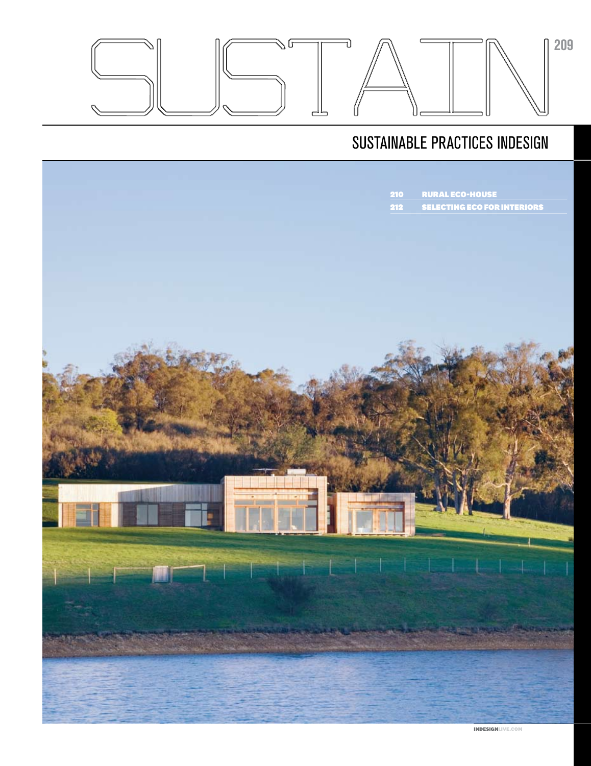# SUSTAIN

## SUSTAINABLE PRACTICES INDESIGN

| | |
|---|---|
| 210 | RURAL ECO-HOUSE |
| 212 | SELECTING ECO FOR INTERIORS |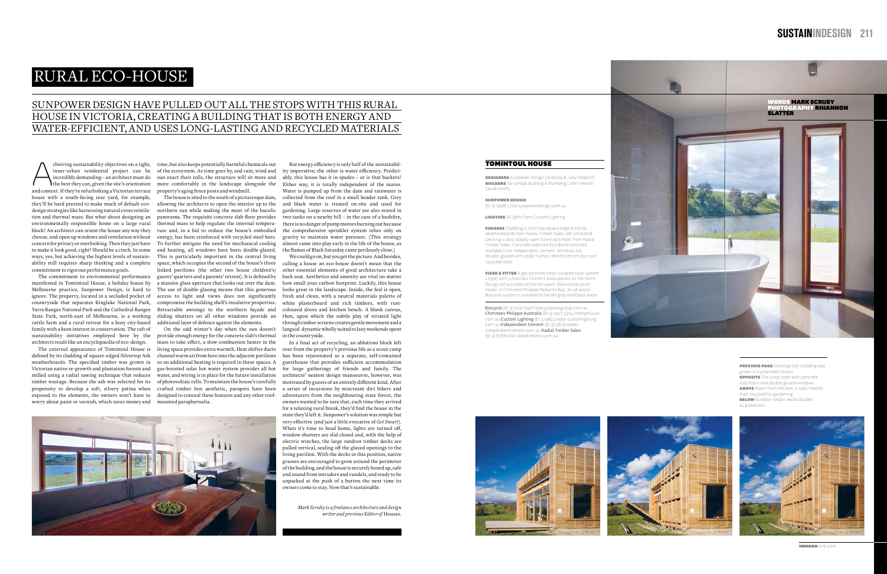# RURAL ECO-HOUSE

## SUNPOWER DESIGN HAVE PULLED OUT ALL THE STOPS WITH THIS RURAL HOUSE IN VICTORIA, CREATING A BUILDING THAT IS BOTH ENERGY AND WATER-EFFICIENT, AND USES LONG-LASTING AND RECYCLED MATERIALS

**WORDS** MARK SCRUBY **PHOTOGRAPHY** RHIANNON SLATTER

Achieving sustainability objectives on a tight, inner-urban residential project can be incredibly demanding – an architect must do the best they can, given the site's orientation and context. If they're refurbishing a Victorian terrace house with a south-facing rear yard, for example, they'll be hard pressed to make much of default eco-design strategies like harnessing natural cross ventilation and thermal mass. But what about designing an environmentally responsible home on a large rural block? An architect can orient the house any way they choose, and open up windows and ventilation without concern for privacy or overlooking. Then they just have to make it look good, right? Should be a cinch. In some ways, yes, but achieving the highest levels of sustainability still requires sharp thinking and a complete commitment to rigorous performance goals.

The commitment to environmental performance manifested in Tomintoul House, a holiday house by Melbourne practice, Sunpower Design, is hard to ignore. The property, located in a secluded pocket of countryside that separates Kinglake National Park, Yarra Ranges National Park and the Cathedral Ranges State Park, north-east of Melbourne, is a working cattle farm and a rural retreat for a busy city-based family with a keen interest in conservation. The raft of sustainability initiatives employed here by the architects reads like an encyclopaedia of eco-design.

The external appearance of Tomintoul House is defined by its cladding of square-edged Silvertop Ash weatherboards. The specified timber was grown in Victorian native re-growth and plantation forests and milled using a radial sawing technique that reduces timber wastage. Because the ash was selected for its propensity to develop a soft, silvery patina when exposed to the elements, the owners won't have to worry about paint or varnish, which saves money and time, but also keeps potentially harmful chemicals out of the ecosystem. As time goes by, and rain, wind and sun exact their tolls, the structure will sit more and more comfortably in the landscape alongside the property's aging fence posts and windmill.

The house is sited to the south of a picturesque dam, allowing the architects to open the interior up to the northern sun while making the most of the bucolic panorama. The requisite concrete slab floor provides thermal mass to help regulate the internal temperature and, in a bid to reduce the house's embodied energy, has been reinforced with recycled steel bars. To further mitigate the need for mechanical cooling and heating, all windows have been double-glazed. This is particularly important in the central living space, which occupies the second of the house's three linked pavilions (the other two house children's/guests' quarters and a parents' retreat). It is defined by a massive glass aperture that looks out over the dam. The use of double-glazing means that this generous access to light and views does not significantly compromise the building shell's insulative properties. Retractable awnings to the northern façade and sliding shutters on all other windows provide an additional layer of defence against the elements.

On the odd winter's day when the sun doesn't provide enough energy for the concrete slab's thermal mass to take effect, a slow-combustion heater in the living space provides extra warmth. Heat shifter ducts channel warm air from here into the adjacent pavilions so no additional heating is required in these spaces. A gas-boosted solar hot water system provides all hot water, and wiring is in place for the future installation of photovoltaic cells. To maintain the house's carefully crafted timber box aesthetic, parapets have been designed to conceal these features and any other roof-mounted paraphernalia.

But energy efficiency is only half of the sustainability imperative; the other is water efficiency. Predictably, this house has it in spades – or is that buckets? Either way, it is totally independent of the mains. Water is pumped up from the dam and rainwater is collected from the roof in a small header tank. Grey and black water is treated on-site and used for gardening. Large reserves of water are also stored in two tanks on a nearby hill – in the case of a bushfire, there is no danger of pump motors burning out because the comprehensive sprinkler system relies only on gravity to maintain water pressure. (This strategy almost came into play early in the life of the house, as the flames of Black Saturday came perilously close.)

We could go on, but you get the picture. And besides, calling a house an eco-house doesn't mean that the other essential elements of good architecture take a back seat. Aesthetics and amenity are vital no matter how small your carbon footprint. Luckily, this house looks great in the landscape. Inside, the feel is open, fresh and clean, with a neutral materials palette of white plasterboard and rich timbers, with rust-coloured doors and kitchen bench. A blank canvas, then, upon which the subtle play of striated light through timber screens creates gentle movement and a languid dynamic wholly suited to lazy weekends spent in the countryside.

In a final act of recycling, an ablutions block left over from the property's previous life as a scout camp has been rejuvenated as a separate, self-contained guesthouse that provides sufficient accommodation for large gatherings of friends and family. The architects' neatest design manoeuvre, however, was motivated by guests of an entirely different kind. After a series of incursions by miscreant dirt bikers and adventurers from the neighbouring state forest, the owners wanted to be sure that, each time they arrived for a relaxing rural break, they'd find the house in the state they'd left it. Sunpower's solution was simple but very effective (and just a little evocative of *Get Smart*). When it's time to head home, lights are turned off, window shutters are slid closed and, with the help of electric winches, the large outdoor timber decks are pulled vertical, sealing off the glazed openings to the living pavilion. With the decks in this position, native grasses are encouraged to grow around the perimeter of the building, and the house is securely boxed up, safe and sound from intruders and vandals, and ready to be unpacked at the push of a button the next time its owners come to stay. Now that's sustainable.

*Mark Scruby is a freelance architecture and design writer and previous Editor of Houses.*

### TOMINTOUL HOUSE

**DESIGNERS** Sunpower Design (Andreas & Judy Sederof)
**BUILDERS** Yarrambat Building & Plumbing (John Hewish, David Smith)

**SUNPOWER DESIGN**
(61 3) 9586 3700 sunpowerdesign.com.au

**LIGHTING** All lights from Custom Lighting

**FINISHES** Cladding is Silvertop square edge external weatherboards from Radial Timber Sales, left untreated. Decking is also radially sawn Silvertop timber from Radial Timber Sales. Concrete slabs are Eco Blend concrete, available from Independent Cement. Windows are double-glazed with cedar frames. Reinforcement bars are recycled steel.

**FIXED & FITTED** A gas boosted close-coupled solar system LX305 with 3 Australis Comfort 200a panels on the north facing roof provides all the hot water. Slow combustion heater is Chimnees Philippe Radiante 845. An all waste Biocycle system is installed to handle grey and black water.

Biocycle (61 3) 9747 0487 biocycle.owagroup.com.au
Chimnees Philippe Australia (61 3) 9417 3315 chemphilaust.com.au Custom Lighting (61 3) 9822 0001 customlighting.com.au Independent Cement (61 3) 9676 0000 independentcement.com.au Radial Timber Sales (61 3) 97682100 radialtimbers.com.au

**PREVIOUS PAGE** Silvertop Ash cladding was grown in sustainable forests
**OPPOSITE** The living room with concrete slab floors and double glazed windows
**ABOVE** Water from the dam is solar heated then recycled for gardening
**BELOW** Outdoor timber decks double as protection